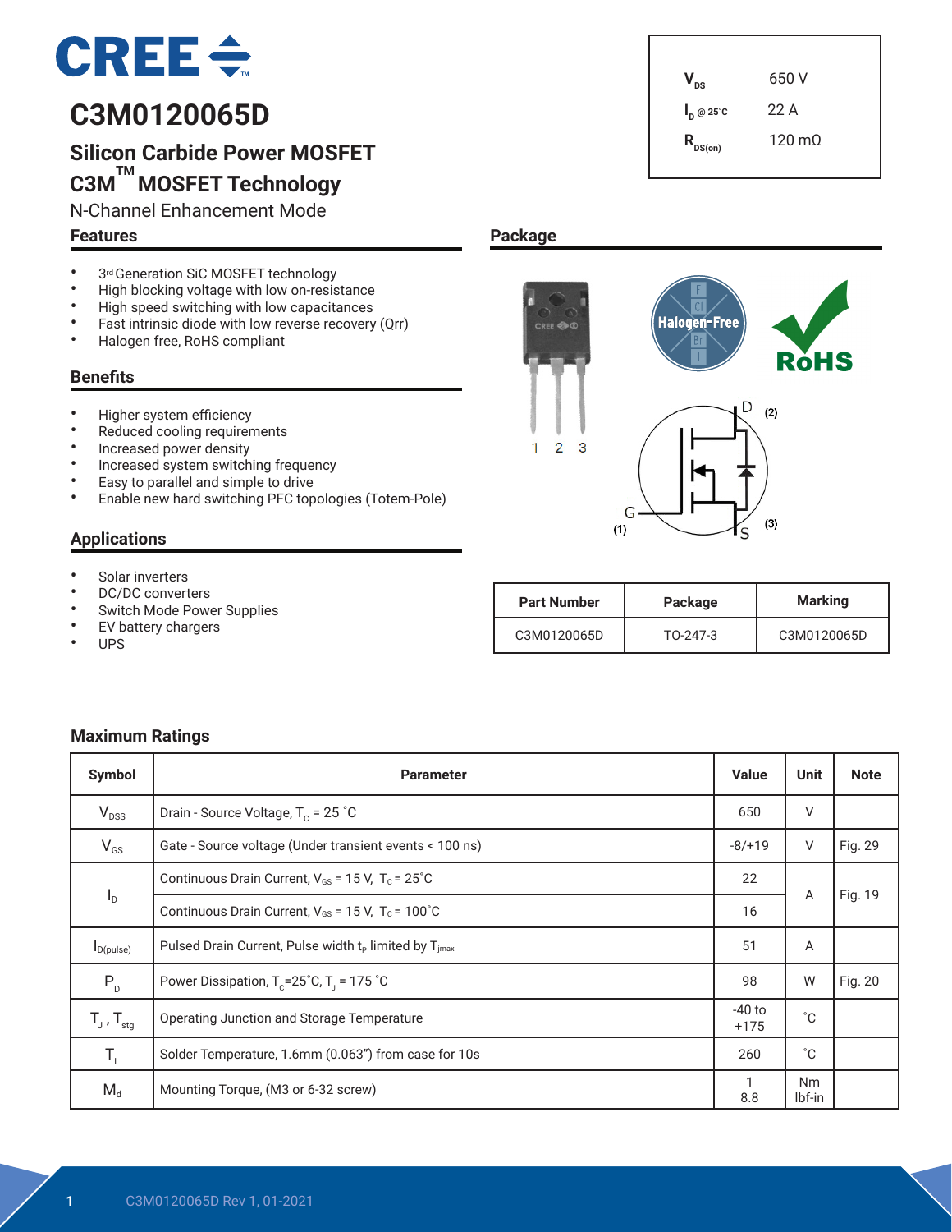# C3M0120065D

## Silicon Carbide Power MOSFET
## C3M™ MOSFET Technology

N-Channel Enhancement Mode

| | |
|---|---|
| $V_{DS}$ | 650 V |
| $I_D$ @ 25˚C | 22 A |
| $R_{DS(on)}$ | 120 mΩ |

### Features

- 3rd Generation SiC MOSFET technology
- High blocking voltage with low on-resistance
- High speed switching with low capacitances
- Fast intrinsic diode with low reverse recovery (Qrr)
- Halogen free, RoHS compliant

### Benefits

- Higher system efficiency
- Reduced cooling requirements
- Increased power density
- Increased system switching frequency
- Easy to parallel and simple to drive
- Enable new hard switching PFC topologies (Totem-Pole)

### Applications

- Solar inverters
- DC/DC converters
- Switch Mode Power Supplies
- EV battery chargers
- UPS

### Package

1 2 3

D (2)

G (1)

S (3)

| Part Number | Package | Marking |
|---|---|---|
| C3M0120065D | TO-247-3 | C3M0120065D |

### Maximum Ratings

| Symbol | Parameter | Value | Unit | Note |
|---|---|---|---|---|
| $V_{DSS}$ | Drain - Source Voltage, $T_C$ = 25 ˚C | 650 | V | |
| $V_{GS}$ | Gate - Source voltage (Under transient events < 100 ns) | -8/+19 | V | Fig. 29 |
| $I_D$ | Continuous Drain Current, $V_{GS}$ = 15 V, $T_C$ = 25˚C | 22 | A | Fig. 19 |
| | Continuous Drain Current, $V_{GS}$ = 15 V, $T_C$ = 100˚C | 16 | | |
| $I_{D(pulse)}$ | Pulsed Drain Current, Pulse width $t_P$ limited by $T_{jmax}$ | 51 | A | |
| $P_D$ | Power Dissipation, $T_C$=25˚C, $T_J$ = 175 ˚C | 98 | W | Fig. 20 |
| $T_J$ , $T_{stg}$ | Operating Junction and Storage Temperature | -40 to +175 | ˚C | |
| $T_L$ | Solder Temperature, 1.6mm (0.063") from case for 10s | 260 | ˚C | |
| $M_d$ | Mounting Torque, (M3 or 6-32 screw) | 1<br>8.8 | Nm<br>lbf-in | |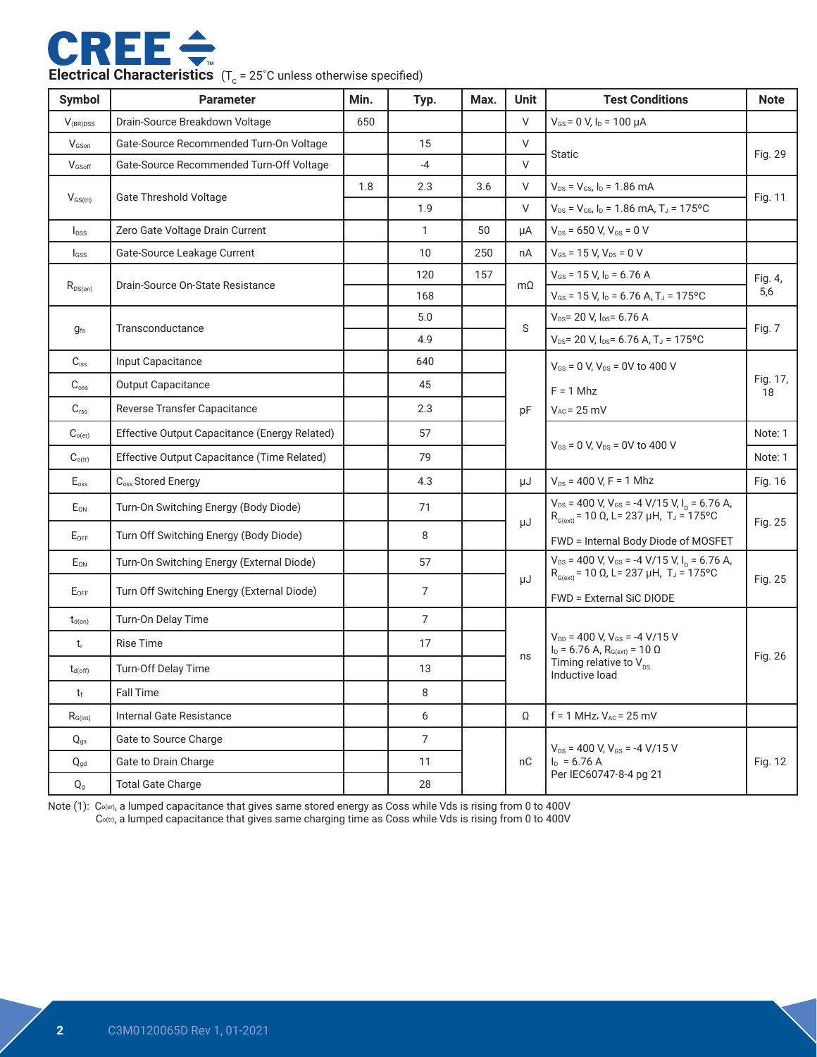## Electrical Characteristics ($T_C$ = 25˚C unless otherwise specified)

| Symbol | Parameter | Min. | Typ. | Max. | Unit | Test Conditions | Note |
|---|---|---|---|---|---|---|---|
| $V_{(BR)DSS}$ | Drain-Source Breakdown Voltage | 650 | | | V | $V_{GS}$ = 0 V, $I_D$ = 100 μA | |
| $V_{GSon}$ | Gate-Source Recommended Turn-On Voltage | | 15 | | V | Static | Fig. 29 |
| $V_{GSoff}$ | Gate-Source Recommended Turn-Off Voltage | | -4 | | V | | |
| $V_{GS(th)}$ | Gate Threshold Voltage | 1.8 | 2.3 | 3.6 | V | $V_{DS}$ = $V_{GS}$, $I_D$ = 1.86 mA | Fig. 11 |
| | | | 1.9 | | V | $V_{DS}$ = $V_{GS}$, $I_D$ = 1.86 mA, $T_J$ = 175ºC | |
| $I_{DSS}$ | Zero Gate Voltage Drain Current | | 1 | 50 | μA | $V_{DS}$ = 650 V, $V_{GS}$ = 0 V | |
| $I_{GSS}$ | Gate-Source Leakage Current | | 10 | 250 | nA | $V_{GS}$ = 15 V, $V_{DS}$ = 0 V | |
| $R_{DS(on)}$ | Drain-Source On-State Resistance | | 120 | 157 | mΩ | $V_{GS}$ = 15 V, $I_D$ = 6.76 A | Fig. 4, 5,6 |
| | | | 168 | | | $V_{GS}$ = 15 V, $I_D$ = 6.76 A, $T_J$ = 175ºC | |
| $g_{fs}$ | Transconductance | | 5.0 | | S | $V_{DS}$= 20 V, $I_{DS}$= 6.76 A | Fig. 7 |
| | | | 4.9 | | | $V_{DS}$= 20 V, $I_{DS}$= 6.76 A, $T_J$ = 175ºC | |
| $C_{iss}$ | Input Capacitance | | 640 | | pF | $V_{GS}$ = 0 V, $V_{DS}$ = 0V to 400 V<br>F = 1 Mhz<br>$V_{AC}$ = 25 mV | Fig. 17, 18 |
| $C_{oss}$ | Output Capacitance | | 45 | | | | |
| $C_{rss}$ | Reverse Transfer Capacitance | | 2.3 | | | | |
| $C_{o(er)}$ | Effective Output Capacitance (Energy Related) | | 57 | | | $V_{GS}$ = 0 V, $V_{DS}$ = 0V to 400 V | Note: 1 |
| $C_{o(tr)}$ | Effective Output Capacitance (Time Related) | | 79 | | | | Note: 1 |
| $E_{oss}$ | $C_{oss}$ Stored Energy | | 4.3 | | μJ | $V_{DS}$ = 400 V, F = 1 Mhz | Fig. 16 |
| $E_{ON}$ | Turn-On Switching Energy (Body Diode) | | 71 | | μJ | $V_{DS}$ = 400 V, $V_{GS}$ = -4 V/15 V, $I_D$ = 6.76 A, $R_{G(ext)}$ = 10 Ω, L= 237 μH, $T_J$ = 175ºC<br>FWD = Internal Body Diode of MOSFET | Fig. 25 |
| $E_{OFF}$ | Turn Off Switching Energy (Body Diode) | | 8 | | | | |
| $E_{ON}$ | Turn-On Switching Energy (External Diode) | | 57 | | μJ | $V_{DS}$ = 400 V, $V_{GS}$ = -4 V/15 V, $I_D$ = 6.76 A, $R_{G(ext)}$ = 10 Ω, L= 237 μH, $T_J$ = 175ºC<br>FWD = External SiC DIODE | Fig. 25 |
| $E_{OFF}$ | Turn Off Switching Energy (External Diode) | | 7 | | | | |
| $t_{d(on)}$ | Turn-On Delay Time | | 7 | | ns | $V_{DD}$ = 400 V, $V_{GS}$ = -4 V/15 V<br>$I_D$ = 6.76 A, $R_{G(ext)}$ = 10 Ω<br>Timing relative to $V_{DS}$<br>Inductive load | Fig. 26 |
| $t_r$ | Rise Time | | 17 | | | | |
| $t_{d(off)}$ | Turn-Off Delay Time | | 13 | | | | |
| $t_f$ | Fall Time | | 8 | | | | |
| $R_{G(int)}$ | Internal Gate Resistance | | 6 | | Ω | f = 1 MHz, $V_{AC}$ = 25 mV | |
| $Q_{gs}$ | Gate to Source Charge | | 7 | | nC | $V_{DS}$ = 400 V, $V_{GS}$ = -4 V/15 V<br>$I_D$ = 6.76 A<br>Per IEC60747-8-4 pg 21 | Fig. 12 |
| $Q_{gd}$ | Gate to Drain Charge | | 11 | | | | |
| $Q_g$ | Total Gate Charge | | 28 | | | | |

Note (1): $C_{o(er)}$, a lumped capacitance that gives same stored energy as Coss while Vds is rising from 0 to 400V
$C_{o(tr)}$, a lumped capacitance that gives same charging time as Coss while Vds is rising from 0 to 400V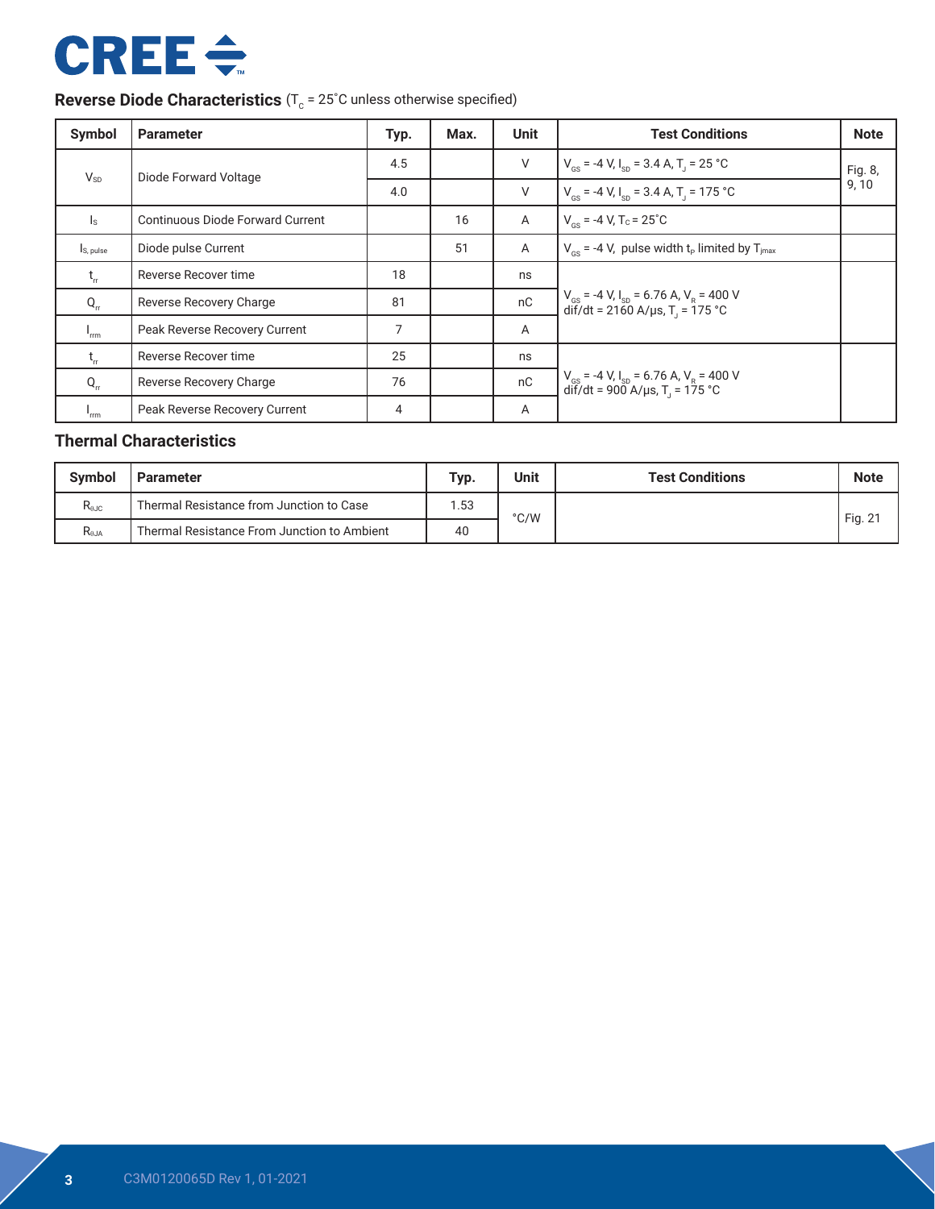## Reverse Diode Characteristics ($T_C$ = 25˚C unless otherwise specified)

| Symbol | Parameter | Typ. | Max. | Unit | Test Conditions | Note |
|---|---|---|---|---|---|---|
| $V_{SD}$ | Diode Forward Voltage | 4.5 | | V | $V_{GS}$ = -4 V, $I_{SD}$ = 3.4 A, $T_J$ = 25 °C | Fig. 8, 9, 10 |
| | | 4.0 | | V | $V_{GS}$ = -4 V, $I_{SD}$ = 3.4 A, $T_J$ = 175 °C | |
| $I_S$ | Continuous Diode Forward Current | | 16 | A | $V_{GS}$ = -4 V, $T_C$ = 25˚C | |
| $I_{S, pulse}$ | Diode pulse Current | | 51 | A | $V_{GS}$ = -4 V, pulse width $t_P$ limited by $T_{jmax}$ | |
| $t_{rr}$ | Reverse Recover time | 18 | | ns | $V_{GS}$ = -4 V, $I_{SD}$ = 6.76 A, $V_R$ = 400 V dif/dt = 2160 A/µs, $T_J$ = 175 °C | |
| $Q_{rr}$ | Reverse Recovery Charge | 81 | | nC | | |
| $I_{rrm}$ | Peak Reverse Recovery Current | 7 | | A | | |
| $t_{rr}$ | Reverse Recover time | 25 | | ns | $V_{GS}$ = -4 V, $I_{SD}$ = 6.76 A, $V_R$ = 400 V dif/dt = 900 A/µs, $T_J$ = 175 °C | |
| $Q_{rr}$ | Reverse Recovery Charge | 76 | | nC | | |
| $I_{rrm}$ | Peak Reverse Recovery Current | 4 | | A | | |

## Thermal Characteristics

| Symbol | Parameter | Typ. | Unit | Test Conditions | Note |
|---|---|---|---|---|---|
| $R_{\theta JC}$ | Thermal Resistance from Junction to Case | 1.53 | °C/W | | Fig. 21 |
| $R_{\theta JA}$ | Thermal Resistance From Junction to Ambient | 40 | | | |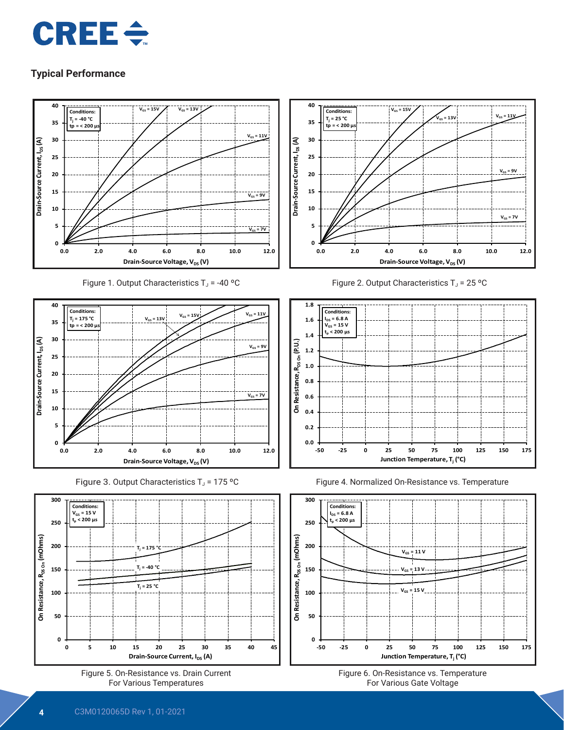## Typical Performance

Figure 1. Output Characteristics $T_J$ = -40 ºC

Figure 2. Output Characteristics $T_J$ = 25 ºC

Figure 3. Output Characteristics $T_J$ = 175 ºC

Figure 4. Normalized On-Resistance vs. Temperature

Figure 5. On-Resistance vs. Drain Current For Various Temperatures

Figure 6. On-Resistance vs. Temperature For Various Gate Voltage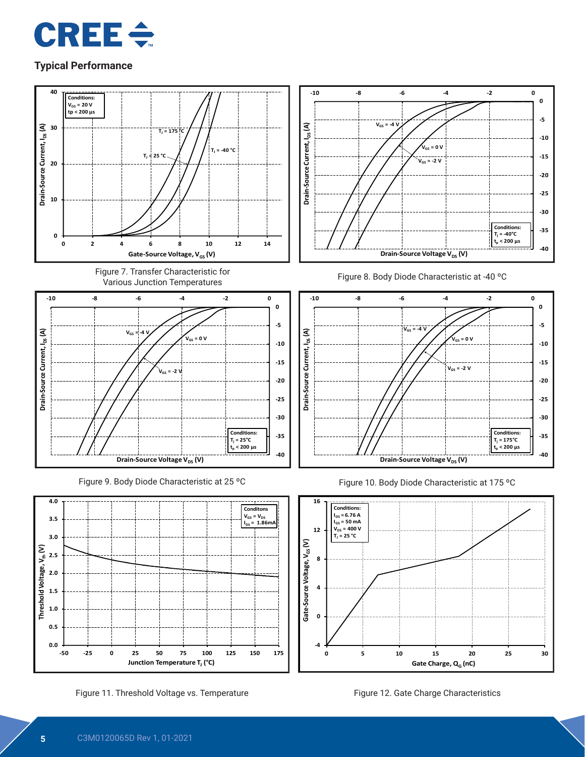## Typical Performance

Figure 7. Transfer Characteristic for Various Junction Temperatures

Figure 8. Body Diode Characteristic at -40 ºC

Figure 9. Body Diode Characteristic at 25 ºC

Figure 10. Body Diode Characteristic at 175 ºC

Figure 11. Threshold Voltage vs. Temperature

Figure 12. Gate Charge Characteristics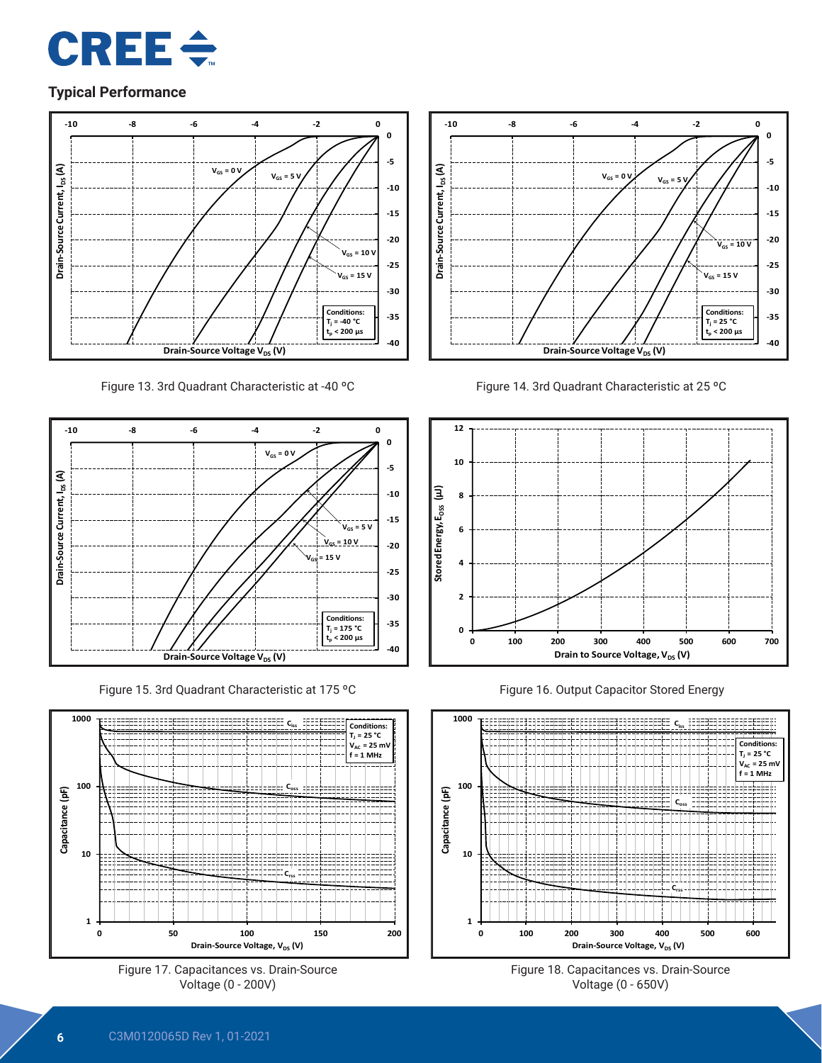## Typical Performance

Figure 13. 3rd Quadrant Characteristic at -40 ºC

Figure 14. 3rd Quadrant Characteristic at 25 ºC

Figure 15. 3rd Quadrant Characteristic at 175 ºC

Figure 16. Output Capacitor Stored Energy

Figure 17. Capacitances vs. Drain-Source Voltage (0 - 200V)

Figure 18. Capacitances vs. Drain-Source Voltage (0 - 650V)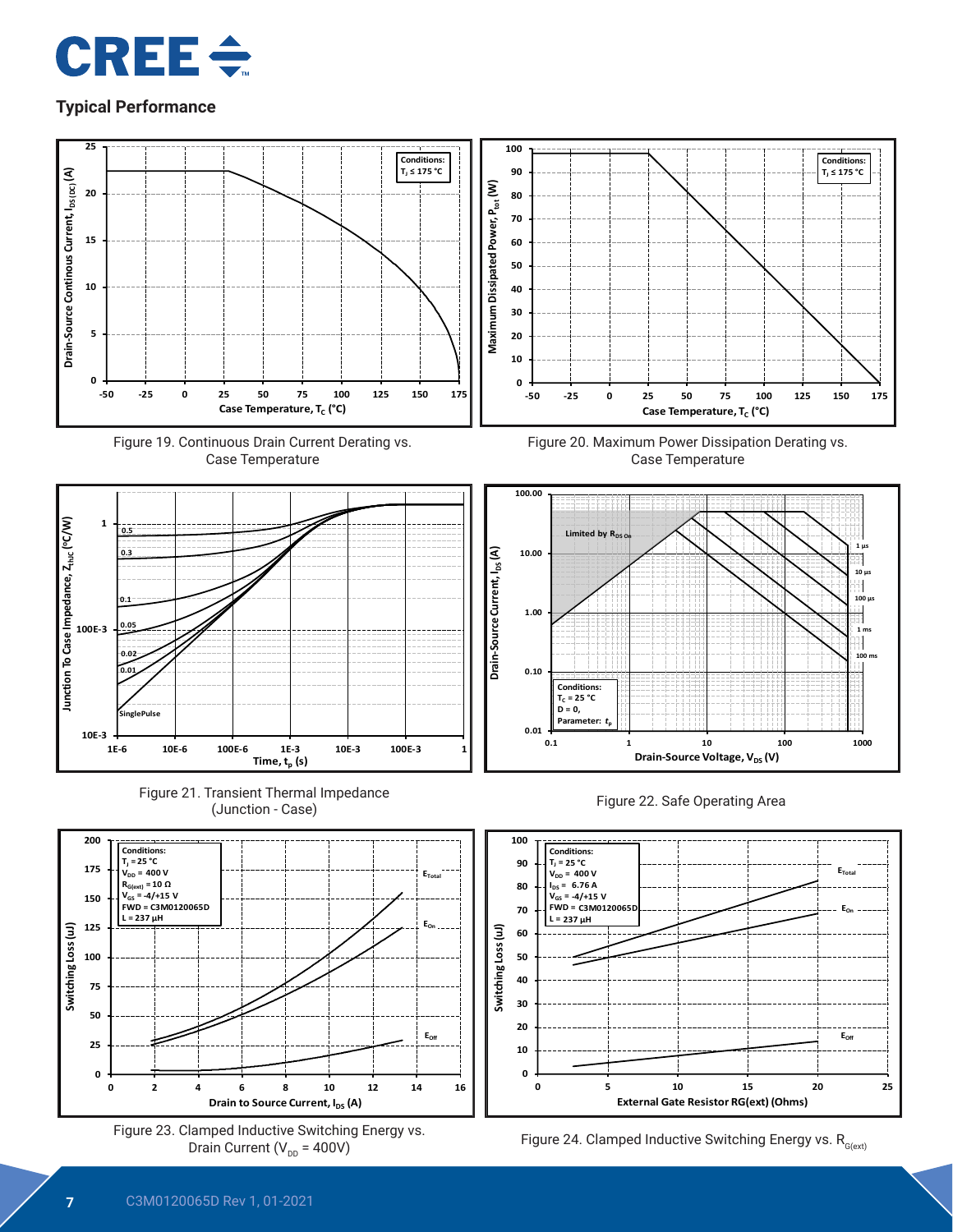## Typical Performance

Figure 19. Continuous Drain Current Derating vs. Case Temperature

Figure 20. Maximum Power Dissipation Derating vs. Case Temperature

Figure 21. Transient Thermal Impedance (Junction - Case)

Figure 22. Safe Operating Area

Figure 23. Clamped Inductive Switching Energy vs. Drain Current ($V_{DD}$ = 400V)

Figure 24. Clamped Inductive Switching Energy vs. $R_{G(ext)}$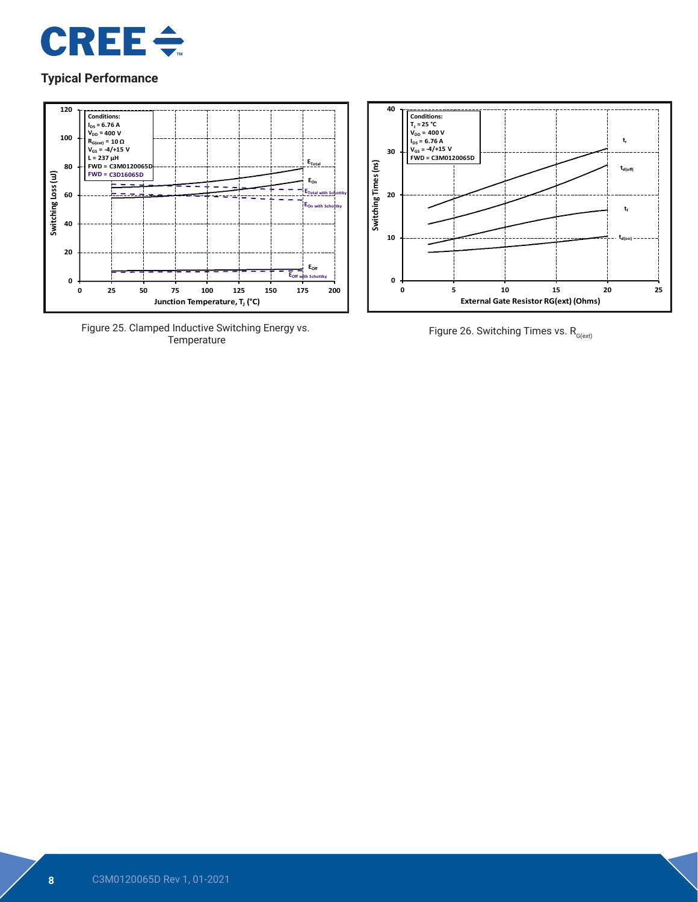## Typical Performance

Figure 25. Clamped Inductive Switching Energy vs. Temperature

Figure 26. Switching Times vs. $R_{G(ext)}$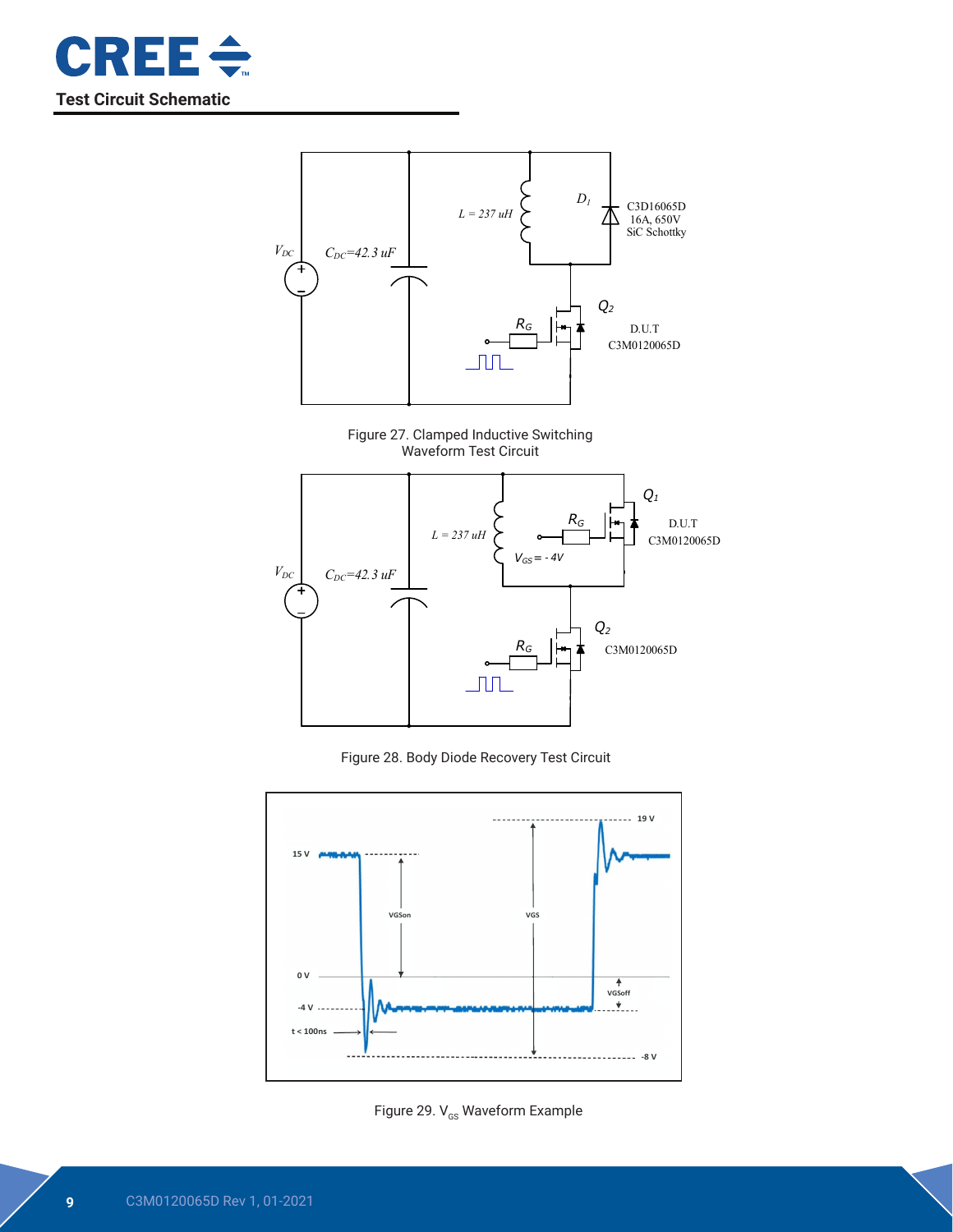## Test Circuit Schematic

Figure 27. Clamped Inductive Switching Waveform Test Circuit

Figure 28. Body Diode Recovery Test Circuit

Figure 29. $V_{GS}$ Waveform Example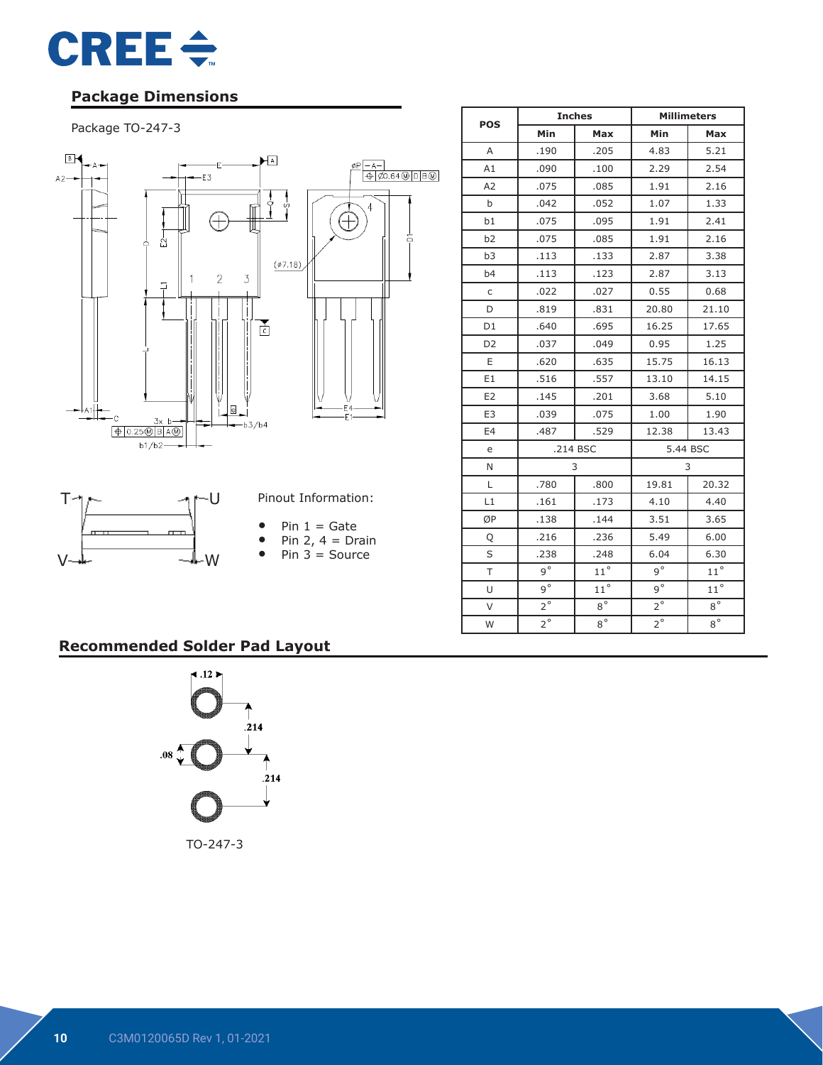## Package Dimensions

Package TO-247-3

| POS | Inches | | Millimeters | |
|---|---|---|---|---|
| | Min | Max | Min | Max |
| A | .190 | .205 | 4.83 | 5.21 |
| A1 | .090 | .100 | 2.29 | 2.54 |
| A2 | .075 | .085 | 1.91 | 2.16 |
| b | .042 | .052 | 1.07 | 1.33 |
| b1 | .075 | .095 | 1.91 | 2.41 |
| b2 | .075 | .085 | 1.91 | 2.16 |
| b3 | .113 | .133 | 2.87 | 3.38 |
| b4 | .113 | .123 | 2.87 | 3.13 |
| c | .022 | .027 | 0.55 | 0.68 |
| D | .819 | .831 | 20.80 | 21.10 |
| D1 | .640 | .695 | 16.25 | 17.65 |
| D2 | .037 | .049 | 0.95 | 1.25 |
| E | .620 | .635 | 15.75 | 16.13 |
| E1 | .516 | .557 | 13.10 | 14.15 |
| E2 | .145 | .201 | 3.68 | 5.10 |
| E3 | .039 | .075 | 1.00 | 1.90 |
| E4 | .487 | .529 | 12.38 | 13.43 |
| e | .214 BSC | | 5.44 BSC | |
| N | 3 | | 3 | |
| L | .780 | .800 | 19.81 | 20.32 |
| L1 | .161 | .173 | 4.10 | 4.40 |
| ØP | .138 | .144 | 3.51 | 3.65 |
| Q | .216 | .236 | 5.49 | 6.00 |
| S | .238 | .248 | 6.04 | 6.30 |
| T | 9° | 11° | 9° | 11° |
| U | 9° | 11° | 9° | 11° |
| V | 2° | 8° | 2° | 8° |
| W | 2° | 8° | 2° | 8° |

Pinout Information:

- Pin 1 = Gate
- Pin 2, 4 = Drain
- Pin 3 = Source

## Recommended Solder Pad Layout

TO-247-3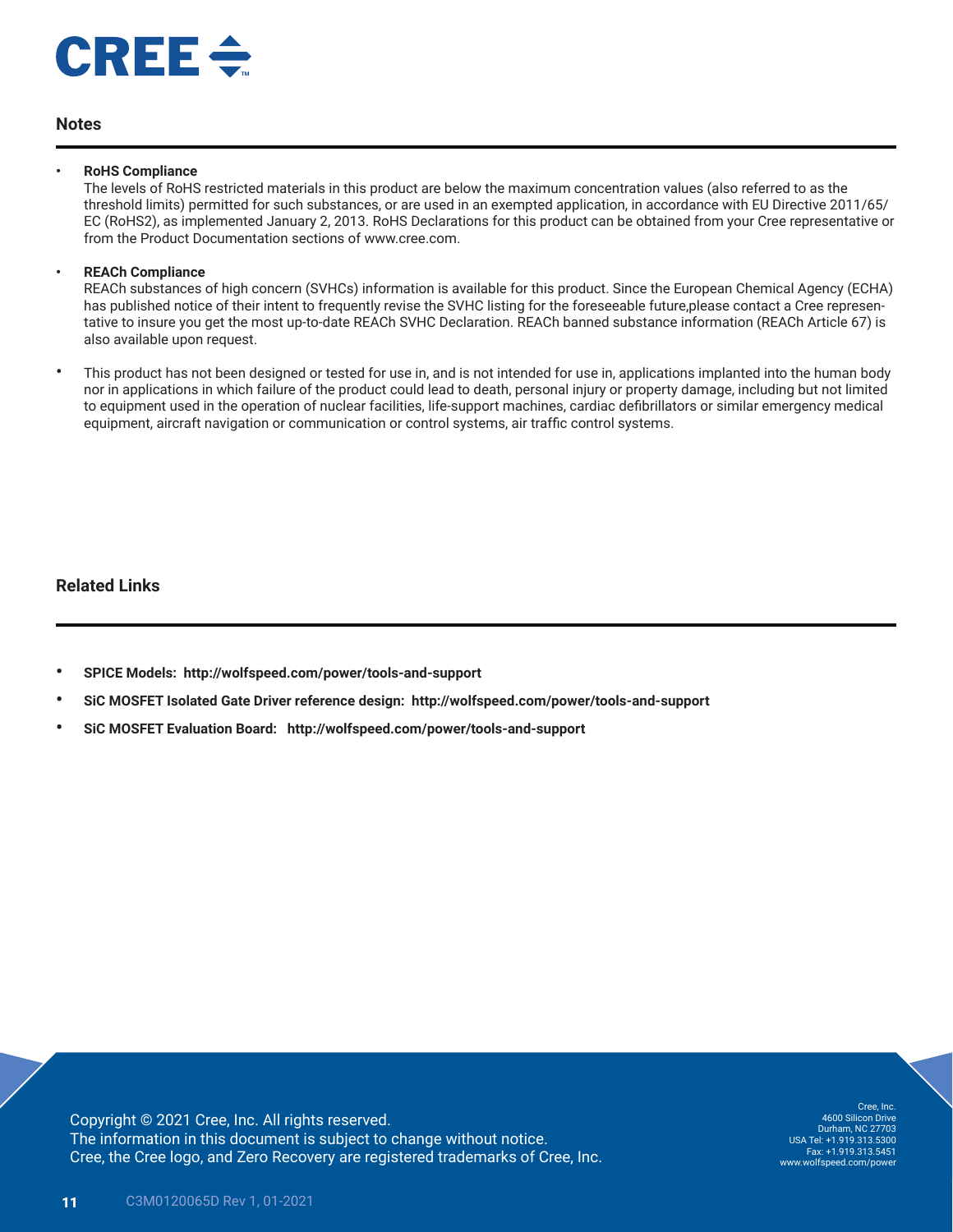## Notes

- **RoHS Compliance**
  The levels of RoHS restricted materials in this product are below the maximum concentration values (also referred to as the threshold limits) permitted for such substances, or are used in an exempted application, in accordance with EU Directive 2011/65/EC (RoHS2), as implemented January 2, 2013. RoHS Declarations for this product can be obtained from your Cree representative or from the Product Documentation sections of www.cree.com.

- **REACh Compliance**
  REACh substances of high concern (SVHCs) information is available for this product. Since the European Chemical Agency (ECHA) has published notice of their intent to frequently revise the SVHC listing for the foreseeable future,please contact a Cree representative to insure you get the most up-to-date REACh SVHC Declaration. REACh banned substance information (REACh Article 67) is also available upon request.

- This product has not been designed or tested for use in, and is not intended for use in, applications implanted into the human body nor in applications in which failure of the product could lead to death, personal injury or property damage, including but not limited to equipment used in the operation of nuclear facilities, life-support machines, cardiac defibrillators or similar emergency medical equipment, aircraft navigation or communication or control systems, air traffic control systems.

## Related Links

- **SPICE Models: http://wolfspeed.com/power/tools-and-support**
- **SiC MOSFET Isolated Gate Driver reference design: http://wolfspeed.com/power/tools-and-support**
- **SiC MOSFET Evaluation Board: http://wolfspeed.com/power/tools-and-support**

Copyright © 2021 Cree, Inc. All rights reserved.
The information in this document is subject to change without notice.
Cree, the Cree logo, and Zero Recovery are registered trademarks of Cree, Inc.

Cree, Inc.
4600 Silicon Drive
Durham, NC 27703
USA Tel: +1.919.313.5300
Fax: +1.919.313.5451
www.wolfspeed.com/power